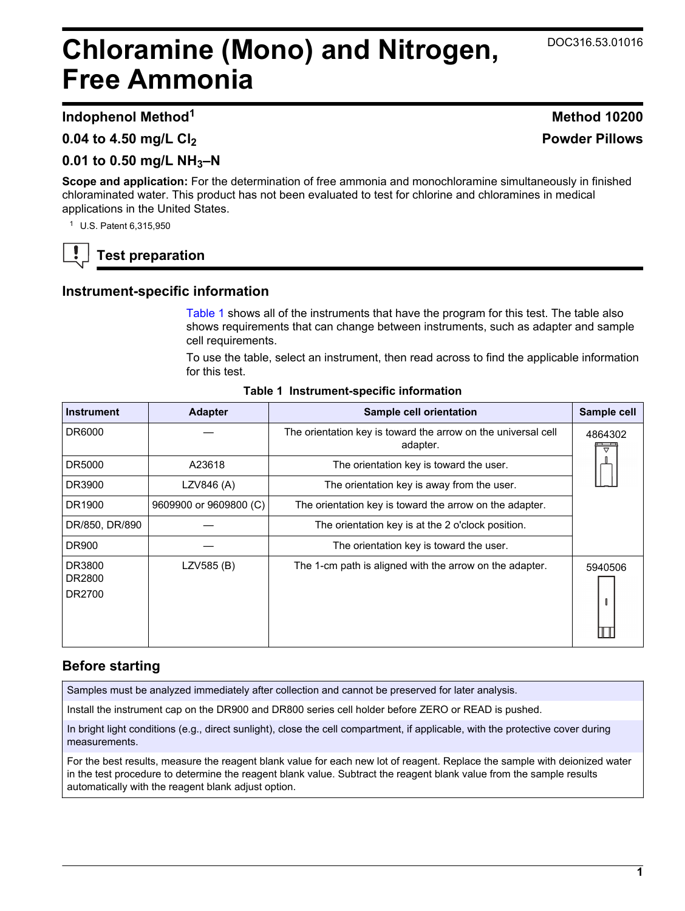# Chloramine (Mono) and Nitrogen, Free Ammonia

DOC316.53.01016

**Indophenol Method[1]** **Method 10200**

**0.04 to 4.50 mg/L $Cl_2$** **Powder Pillows**

**0.01 to 0.50 mg/L $NH_3$–N**

**Scope and application:** For the determination of free ammonia and monochloramine simultaneously in finished chloraminated water. This product has not been evaluated to test for chlorine and chloramines in medical applications in the United States.

[1] U.S. Patent 6,315,950

## Test preparation

### Instrument-specific information

Table 1 shows all of the instruments that have the program for this test. The table also shows requirements that can change between instruments, such as adapter and sample cell requirements.

To use the table, select an instrument, then read across to find the applicable information for this test.

**Table 1 Instrument-specific information**

| Instrument | Adapter | Sample cell orientation | Sample cell |
| --- | --- | --- | --- |
| DR6000 | — | The orientation key is toward the arrow on the universal cell adapter. | 4864302 |
| DR5000 | A23618 | The orientation key is toward the user. | |
| DR3900 | LZV846 (A) | The orientation key is away from the user. | |
| DR1900 | 9609900 or 9609800 (C) | The orientation key is toward the arrow on the adapter. | |
| DR/850, DR/890 | — | The orientation key is at the 2 o'clock position. | |
| DR900 | — | The orientation key is toward the user. | |
| DR3800<br>DR2800<br>DR2700 | LZV585 (B) | The 1-cm path is aligned with the arrow on the adapter. | 5940506 |

### Before starting

Samples must be analyzed immediately after collection and cannot be preserved for later analysis.

Install the instrument cap on the DR900 and DR800 series cell holder before ZERO or READ is pushed.

In bright light conditions (e.g., direct sunlight), close the cell compartment, if applicable, with the protective cover during measurements.

For the best results, measure the reagent blank value for each new lot of reagent. Replace the sample with deionized water in the test procedure to determine the reagent blank value. Subtract the reagent blank value from the sample results automatically with the reagent blank adjust option.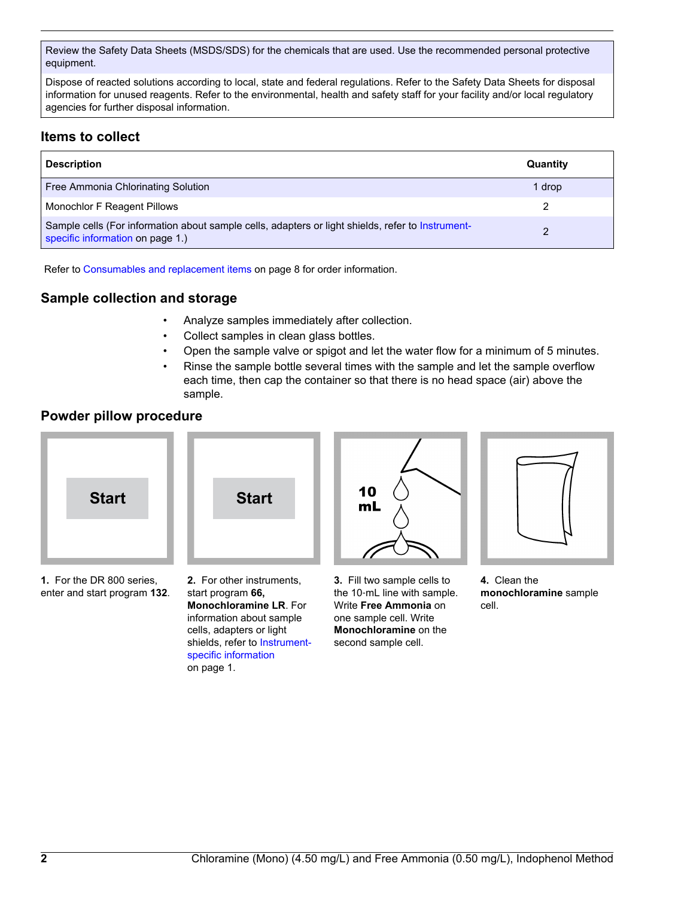Review the Safety Data Sheets (MSDS/SDS) for the chemicals that are used. Use the recommended personal protective equipment.

Dispose of reacted solutions according to local, state and federal regulations. Refer to the Safety Data Sheets for disposal information for unused reagents. Refer to the environmental, health and safety staff for your facility and/or local regulatory agencies for further disposal information.

## Items to collect

| Description | Quantity |
|---|---|
| Free Ammonia Chlorinating Solution | 1 drop |
| Monochlor F Reagent Pillows | 2 |
| Sample cells (For information about sample cells, adapters or light shields, refer to Instrument-specific information on page 1.) | 2 |

Refer to Consumables and replacement items on page 8 for order information.

## Sample collection and storage

- Analyze samples immediately after collection.
- Collect samples in clean glass bottles.
- Open the sample valve or spigot and let the water flow for a minimum of 5 minutes.
- Rinse the sample bottle several times with the sample and let the sample overflow each time, then cap the container so that there is no head space (air) above the sample.

## Powder pillow procedure

Start

**1.** For the DR 800 series, enter and start program **132**.

Start

**2.** For other instruments, start program **66, Monochloramine LR**. For information about sample cells, adapters or light shields, refer to Instrument-specific information on page 1.

10 mL

**3.** Fill two sample cells to the 10-mL line with sample. Write **Free Ammonia** on one sample cell. Write **Monochloramine** on the second sample cell.

**4.** Clean the **monochloramine** sample cell.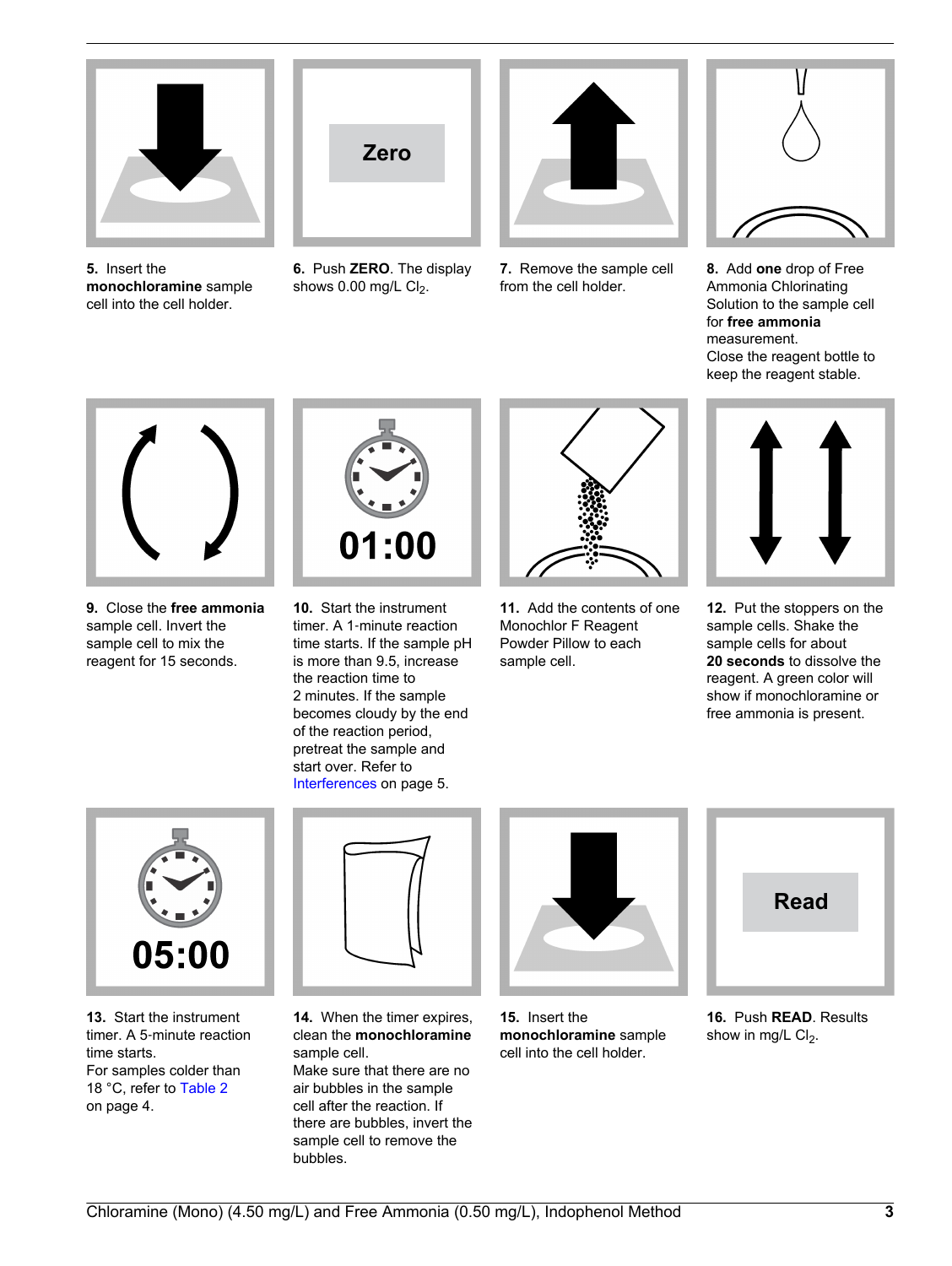5. Insert the **monochloramine** sample cell into the cell holder.

6. Push **ZERO**. The display shows 0.00 mg/L $Cl_2$.

7. Remove the sample cell from the cell holder.

8. Add **one** drop of Free Ammonia Chlorinating Solution to the sample cell for **free ammonia** measurement.
Close the reagent bottle to keep the reagent stable.

9. Close the **free ammonia** sample cell. Invert the sample cell to mix the reagent for 15 seconds.

10. Start the instrument timer. A 1-minute reaction time starts. If the sample pH is more than 9.5, increase the reaction time to 2 minutes. If the sample becomes cloudy by the end of the reaction period, pretreat the sample and start over. Refer to Interferences on page 5.

11. Add the contents of one Monochlor F Reagent Powder Pillow to each sample cell.

12. Put the stoppers on the sample cells. Shake the sample cells for about **20 seconds** to dissolve the reagent. A green color will show if monochloramine or free ammonia is present.

13. Start the instrument timer. A 5-minute reaction time starts.
For samples colder than 18 °C, refer to Table 2 on page 4.

14. When the timer expires, clean the **monochloramine** sample cell.
Make sure that there are no air bubbles in the sample cell after the reaction. If there are bubbles, invert the sample cell to remove the bubbles.

15. Insert the **monochloramine** sample cell into the cell holder.

16. Push **READ**. Results show in mg/L $Cl_2$.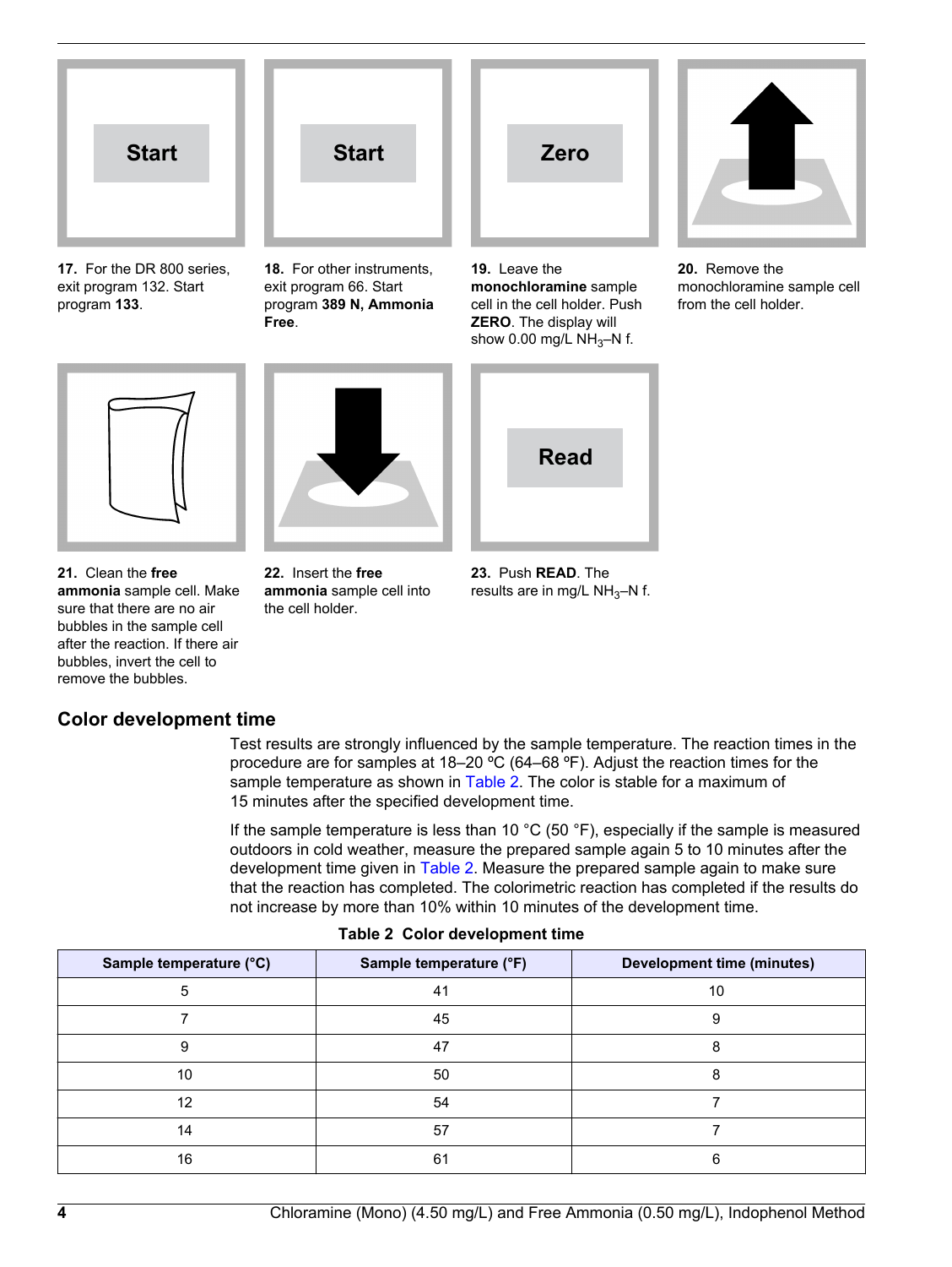17. For the DR 800 series, exit program 132. Start program **133**.

18. For other instruments, exit program 66. Start program **389 N, Ammonia Free**.

19. Leave the **monochloramine** sample cell in the cell holder. Push **ZERO**. The display will show 0.00 mg/L $NH_3$–N f.

20. Remove the monochloramine sample cell from the cell holder.

21. Clean the **free ammonia** sample cell. Make sure that there are no air bubbles in the sample cell after the reaction. If there air bubbles, invert the cell to remove the bubbles.

22. Insert the **free ammonia** sample cell into the cell holder.

23. Push **READ**. The results are in mg/L $NH_3$–N f.

## Color development time

Test results are strongly influenced by the sample temperature. The reaction times in the procedure are for samples at 18–20 ºC (64–68 ºF). Adjust the reaction times for the sample temperature as shown in Table 2. The color is stable for a maximum of 15 minutes after the specified development time.

If the sample temperature is less than 10 °C (50 °F), especially if the sample is measured outdoors in cold weather, measure the prepared sample again 5 to 10 minutes after the development time given in Table 2. Measure the prepared sample again to make sure that the reaction has completed. The colorimetric reaction has completed if the results do not increase by more than 10% within 10 minutes of the development time.

**Table 2 Color development time**

| Sample temperature (°C) | Sample temperature (°F) | Development time (minutes) |
|---|---|---|
| 5 | 41 | 10 |
| 7 | 45 | 9 |
| 9 | 47 | 8 |
| 10 | 50 | 8 |
| 12 | 54 | 7 |
| 14 | 57 | 7 |
| 16 | 61 | 6 |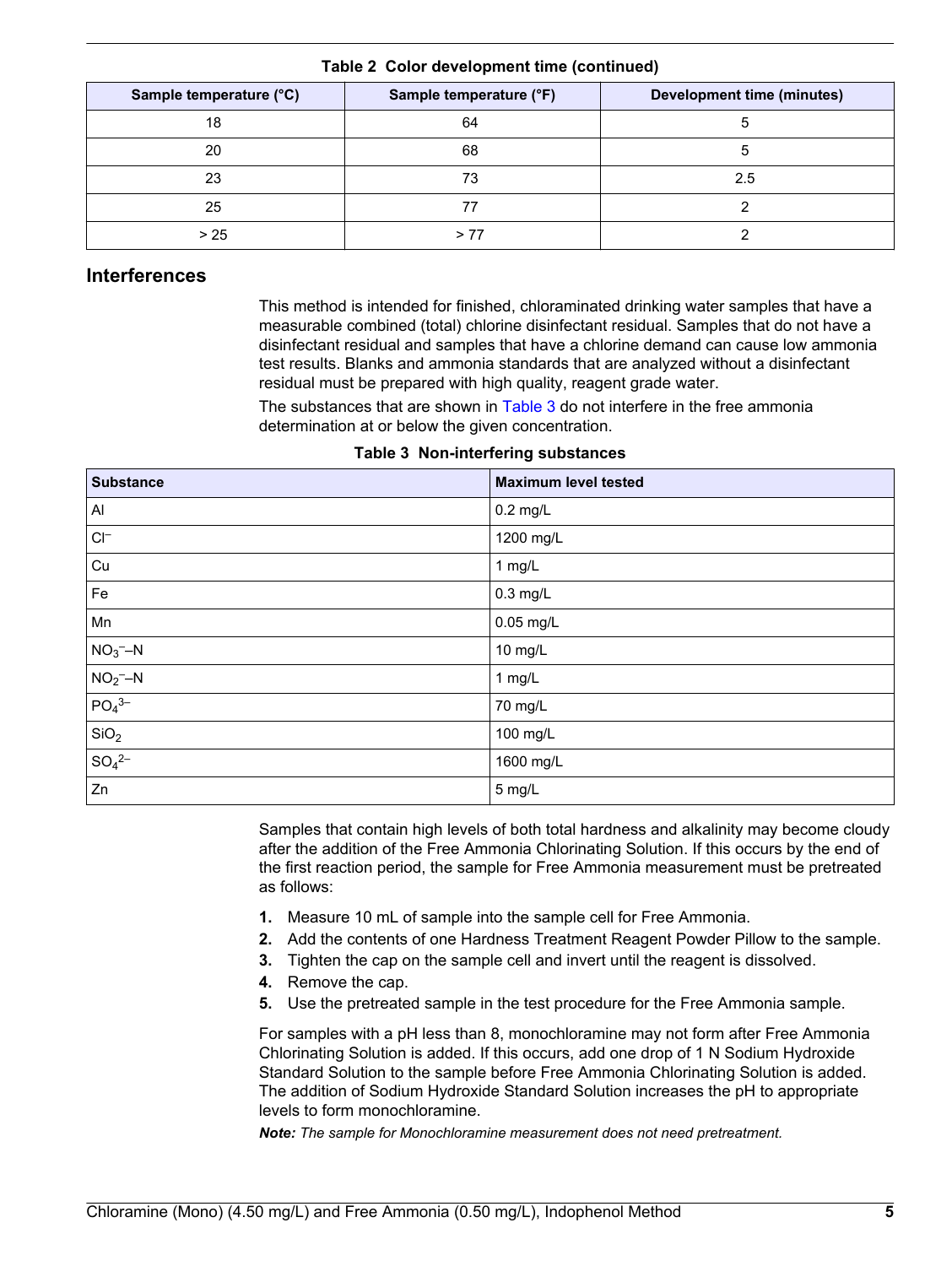**Table 2 Color development time (continued)**

| Sample temperature (°C) | Sample temperature (°F) | Development time (minutes) |
|---|---|---|
| 18 | 64 | 5 |
| 20 | 68 | 5 |
| 23 | 73 | 2.5 |
| 25 | 77 | 2 |
| > 25 | > 77 | 2 |

## Interferences

This method is intended for finished, chloraminated drinking water samples that have a measurable combined (total) chlorine disinfectant residual. Samples that do not have a disinfectant residual and samples that have a chlorine demand can cause low ammonia test results. Blanks and ammonia standards that are analyzed without a disinfectant residual must be prepared with high quality, reagent grade water.

The substances that are shown in Table 3 do not interfere in the free ammonia determination at or below the given concentration.

**Table 3 Non-interfering substances**

| Substance | Maximum level tested |
|---|---|
| Al | 0.2 mg/L |
| $Cl^-$ | 1200 mg/L |
| Cu | 1 mg/L |
| Fe | 0.3 mg/L |
| Mn | 0.05 mg/L |
| $NO_3^-$–N | 10 mg/L |
| $NO_2^-$–N | 1 mg/L |
| $PO_4^{3-}$ | 70 mg/L |
| $SiO_2$ | 100 mg/L |
| $SO_4^{2-}$ | 1600 mg/L |
| Zn | 5 mg/L |

Samples that contain high levels of both total hardness and alkalinity may become cloudy after the addition of the Free Ammonia Chlorinating Solution. If this occurs by the end of the first reaction period, the sample for Free Ammonia measurement must be pretreated as follows:

1. Measure 10 mL of sample into the sample cell for Free Ammonia.
2. Add the contents of one Hardness Treatment Reagent Powder Pillow to the sample.
3. Tighten the cap on the sample cell and invert until the reagent is dissolved.
4. Remove the cap.
5. Use the pretreated sample in the test procedure for the Free Ammonia sample.

For samples with a pH less than 8, monochloramine may not form after Free Ammonia Chlorinating Solution is added. If this occurs, add one drop of 1 N Sodium Hydroxide Standard Solution to the sample before Free Ammonia Chlorinating Solution is added. The addition of Sodium Hydroxide Standard Solution increases the pH to appropriate levels to form monochloramine.

***Note:** The sample for Monochloramine measurement does not need pretreatment.*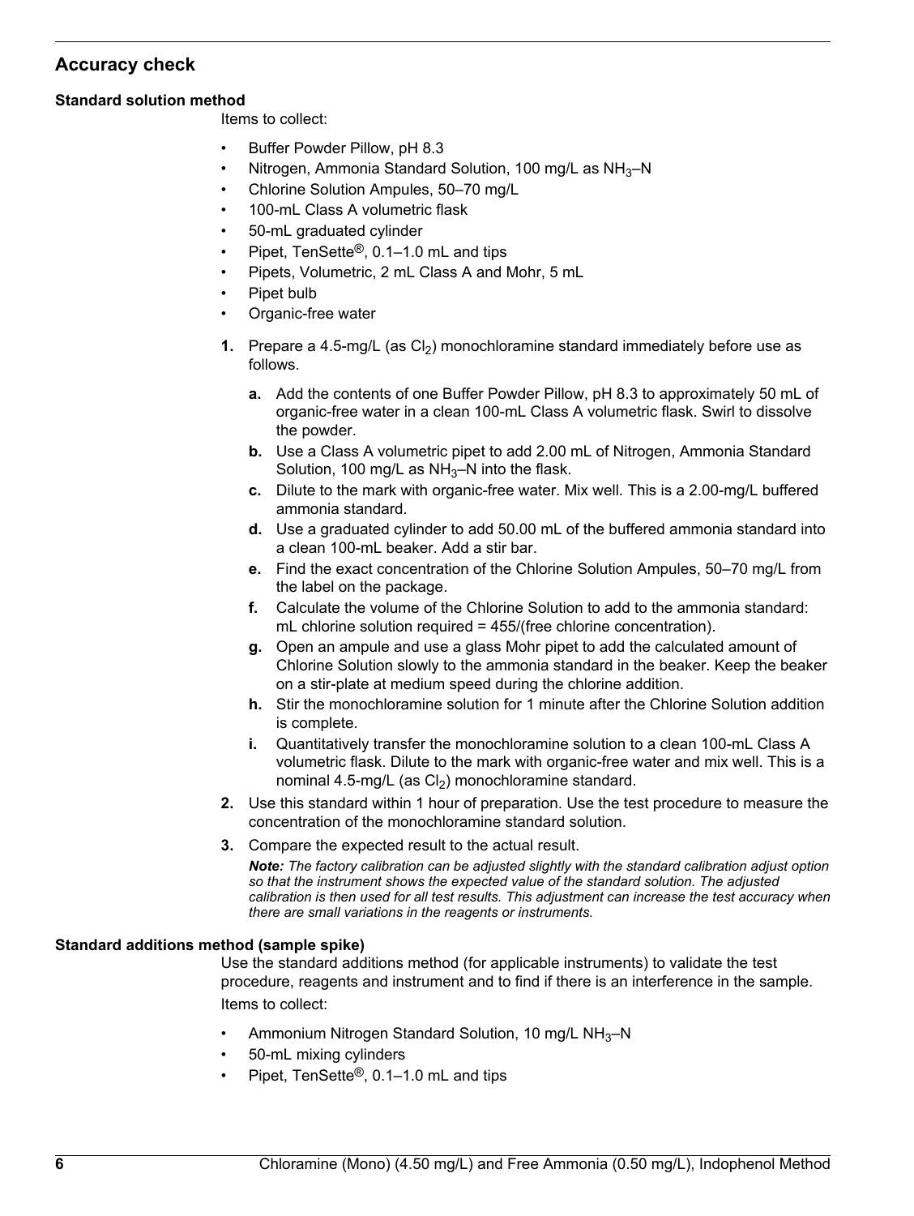## Accuracy check

### Standard solution method

Items to collect:

- Buffer Powder Pillow, pH 8.3
- Nitrogen, Ammonia Standard Solution, 100 mg/L as $NH_3$–N
- Chlorine Solution Ampules, 50–70 mg/L
- 100-mL Class A volumetric flask
- 50-mL graduated cylinder
- Pipet, TenSette®, 0.1–1.0 mL and tips
- Pipets, Volumetric, 2 mL Class A and Mohr, 5 mL
- Pipet bulb
- Organic-free water

1. Prepare a 4.5-mg/L (as $Cl_2$) monochloramine standard immediately before use as follows.
   a. Add the contents of one Buffer Powder Pillow, pH 8.3 to approximately 50 mL of organic-free water in a clean 100-mL Class A volumetric flask. Swirl to dissolve the powder.
   b. Use a Class A volumetric pipet to add 2.00 mL of Nitrogen, Ammonia Standard Solution, 100 mg/L as $NH_3$–N into the flask.
   c. Dilute to the mark with organic-free water. Mix well. This is a 2.00-mg/L buffered ammonia standard.
   d. Use a graduated cylinder to add 50.00 mL of the buffered ammonia standard into a clean 100-mL beaker. Add a stir bar.
   e. Find the exact concentration of the Chlorine Solution Ampules, 50–70 mg/L from the label on the package.
   f. Calculate the volume of the Chlorine Solution to add to the ammonia standard: mL chlorine solution required = 455/(free chlorine concentration).
   g. Open an ampule and use a glass Mohr pipet to add the calculated amount of Chlorine Solution slowly to the ammonia standard in the beaker. Keep the beaker on a stir-plate at medium speed during the chlorine addition.
   h. Stir the monochloramine solution for 1 minute after the Chlorine Solution addition is complete.
   i. Quantitatively transfer the monochloramine solution to a clean 100-mL Class A volumetric flask. Dilute to the mark with organic-free water and mix well. This is a nominal 4.5-mg/L (as $Cl_2$) monochloramine standard.
2. Use this standard within 1 hour of preparation. Use the test procedure to measure the concentration of the monochloramine standard solution.
3. Compare the expected result to the actual result.

   ***Note:** The factory calibration can be adjusted slightly with the standard calibration adjust option so that the instrument shows the expected value of the standard solution. The adjusted calibration is then used for all test results. This adjustment can increase the test accuracy when there are small variations in the reagents or instruments.*

### Standard additions method (sample spike)

Use the standard additions method (for applicable instruments) to validate the test procedure, reagents and instrument and to find if there is an interference in the sample.

Items to collect:

- Ammonium Nitrogen Standard Solution, 10 mg/L $NH_3$–N
- 50-mL mixing cylinders
- Pipet, TenSette®, 0.1–1.0 mL and tips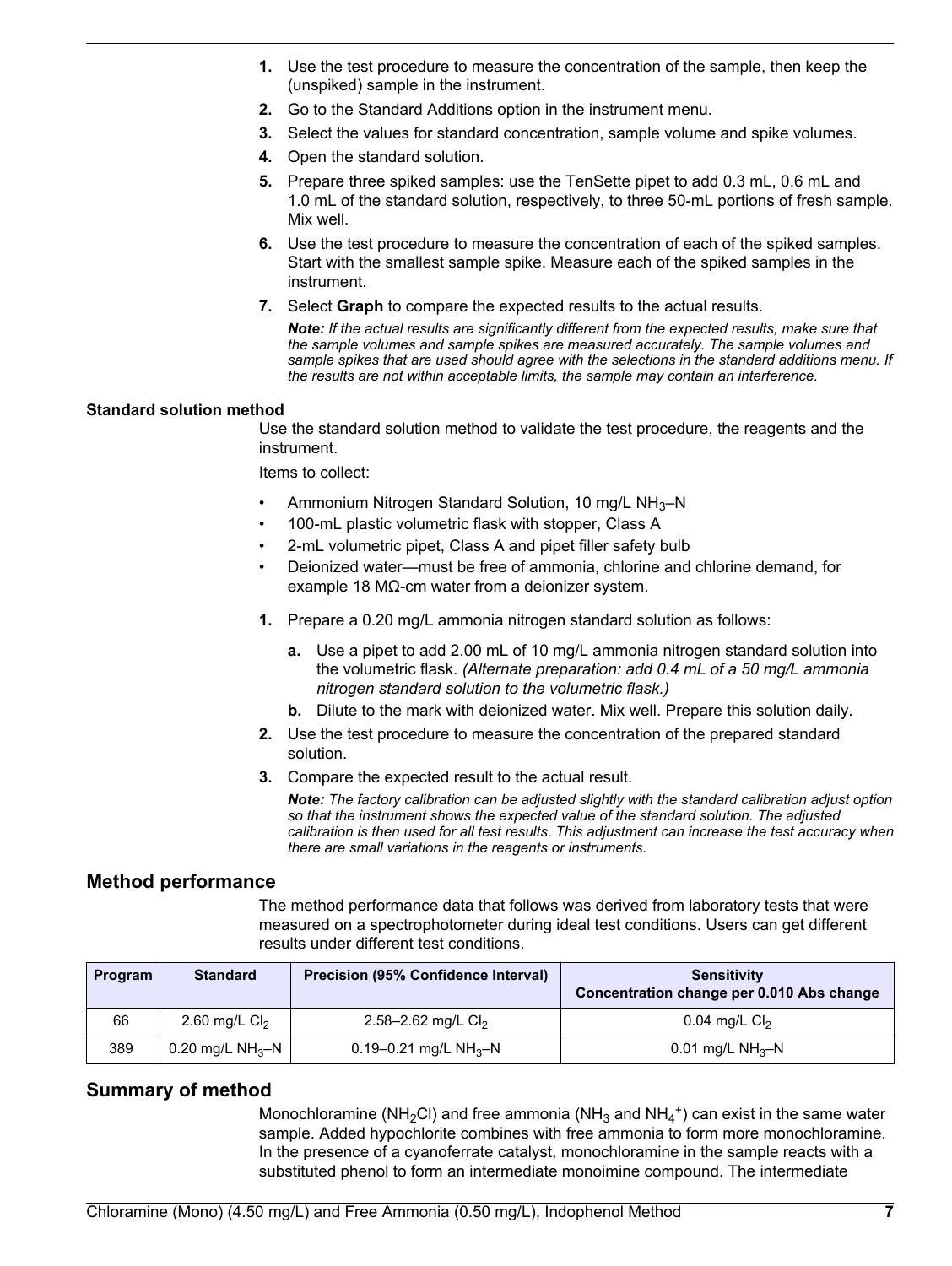1. Use the test procedure to measure the concentration of the sample, then keep the (unspiked) sample in the instrument.
2. Go to the Standard Additions option in the instrument menu.
3. Select the values for standard concentration, sample volume and spike volumes.
4. Open the standard solution.
5. Prepare three spiked samples: use the TenSette pipet to add 0.3 mL, 0.6 mL and 1.0 mL of the standard solution, respectively, to three 50-mL portions of fresh sample. Mix well.
6. Use the test procedure to measure the concentration of each of the spiked samples. Start with the smallest sample spike. Measure each of the spiked samples in the instrument.
7. Select **Graph** to compare the expected results to the actual results.

   ***Note:*** *If the actual results are significantly different from the expected results, make sure that the sample volumes and sample spikes are measured accurately. The sample volumes and sample spikes that are used should agree with the selections in the standard additions menu. If the results are not within acceptable limits, the sample may contain an interference.*

**Standard solution method**

Use the standard solution method to validate the test procedure, the reagents and the instrument.

Items to collect:

- Ammonium Nitrogen Standard Solution, 10 mg/L $NH_3$–N
- 100-mL plastic volumetric flask with stopper, Class A
- 2-mL volumetric pipet, Class A and pipet filler safety bulb
- Deionized water—must be free of ammonia, chlorine and chlorine demand, for example 18 MΩ-cm water from a deionizer system.

1. Prepare a 0.20 mg/L ammonia nitrogen standard solution as follows:
   a. Use a pipet to add 2.00 mL of 10 mg/L ammonia nitrogen standard solution into the volumetric flask. *(Alternate preparation: add 0.4 mL of a 50 mg/L ammonia nitrogen standard solution to the volumetric flask.)*
   b. Dilute to the mark with deionized water. Mix well. Prepare this solution daily.
2. Use the test procedure to measure the concentration of the prepared standard solution.
3. Compare the expected result to the actual result.

   ***Note:*** *The factory calibration can be adjusted slightly with the standard calibration adjust option so that the instrument shows the expected value of the standard solution. The adjusted calibration is then used for all test results. This adjustment can increase the test accuracy when there are small variations in the reagents or instruments.*

## Method performance

The method performance data that follows was derived from laboratory tests that were measured on a spectrophotometer during ideal test conditions. Users can get different results under different test conditions.

| Program | Standard | Precision (95% Confidence Interval) | Sensitivity Concentration change per 0.010 Abs change |
|---|---|---|---|
| 66 | 2.60 mg/L $Cl_2$ | 2.58–2.62 mg/L $Cl_2$ | 0.04 mg/L $Cl_2$ |
| 389 | 0.20 mg/L $NH_3$–N | 0.19–0.21 mg/L $NH_3$–N | 0.01 mg/L $NH_3$–N |

## Summary of method

Monochloramine ($NH_2Cl$) and free ammonia ($NH_3$ and $NH_4^+$) can exist in the same water sample. Added hypochlorite combines with free ammonia to form more monochloramine. In the presence of a cyanoferrate catalyst, monochloramine in the sample reacts with a substituted phenol to form an intermediate monoimine compound. The intermediate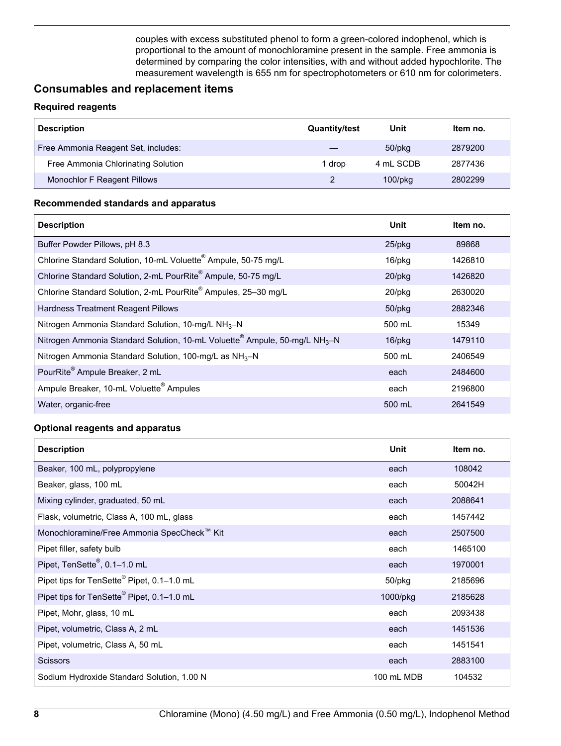couples with excess substituted phenol to form a green-colored indophenol, which is proportional to the amount of monochloramine present in the sample. Free ammonia is determined by comparing the color intensities, with and without added hypochlorite. The measurement wavelength is 655 nm for spectrophotometers or 610 nm for colorimeters.

## Consumables and replacement items

### Required reagents

| Description | Quantity/test | Unit | Item no. |
|---|---|---|---|
| Free Ammonia Reagent Set, includes: | — | 50/pkg | 2879200 |
| Free Ammonia Chlorinating Solution | 1 drop | 4 mL SCDB | 2877436 |
| Monochlor F Reagent Pillows | 2 | 100/pkg | 2802299 |

### Recommended standards and apparatus

| Description | Unit | Item no. |
|---|---|---|
| Buffer Powder Pillows, pH 8.3 | 25/pkg | 89868 |
| Chlorine Standard Solution, 10-mL Voluette® Ampule, 50-75 mg/L | 16/pkg | 1426810 |
| Chlorine Standard Solution, 2-mL PourRite® Ampule, 50-75 mg/L | 20/pkg | 1426820 |
| Chlorine Standard Solution, 2-mL PourRite® Ampules, 25–30 mg/L | 20/pkg | 2630020 |
| Hardness Treatment Reagent Pillows | 50/pkg | 2882346 |
| Nitrogen Ammonia Standard Solution, 10-mg/L $NH_3$–N | 500 mL | 15349 |
| Nitrogen Ammonia Standard Solution, 10-mL Voluette® Ampule, 50-mg/L $NH_3$–N | 16/pkg | 1479110 |
| Nitrogen Ammonia Standard Solution, 100-mg/L as $NH_3$–N | 500 mL | 2406549 |
| PourRite® Ampule Breaker, 2 mL | each | 2484600 |
| Ampule Breaker, 10-mL Voluette® Ampules | each | 2196800 |
| Water, organic-free | 500 mL | 2641549 |

### Optional reagents and apparatus

| Description | Unit | Item no. |
|---|---|---|
| Beaker, 100 mL, polypropylene | each | 108042 |
| Beaker, glass, 100 mL | each | 50042H |
| Mixing cylinder, graduated, 50 mL | each | 2088641 |
| Flask, volumetric, Class A, 100 mL, glass | each | 1457442 |
| Monochloramine/Free Ammonia SpecCheck™ Kit | each | 2507500 |
| Pipet filler, safety bulb | each | 1465100 |
| Pipet, TenSette®, 0.1–1.0 mL | each | 1970001 |
| Pipet tips for TenSette® Pipet, 0.1–1.0 mL | 50/pkg | 2185696 |
| Pipet tips for TenSette® Pipet, 0.1–1.0 mL | 1000/pkg | 2185628 |
| Pipet, Mohr, glass, 10 mL | each | 2093438 |
| Pipet, volumetric, Class A, 2 mL | each | 1451536 |
| Pipet, volumetric, Class A, 50 mL | each | 1451541 |
| Scissors | each | 2883100 |
| Sodium Hydroxide Standard Solution, 1.00 N | 100 mL MDB | 104532 |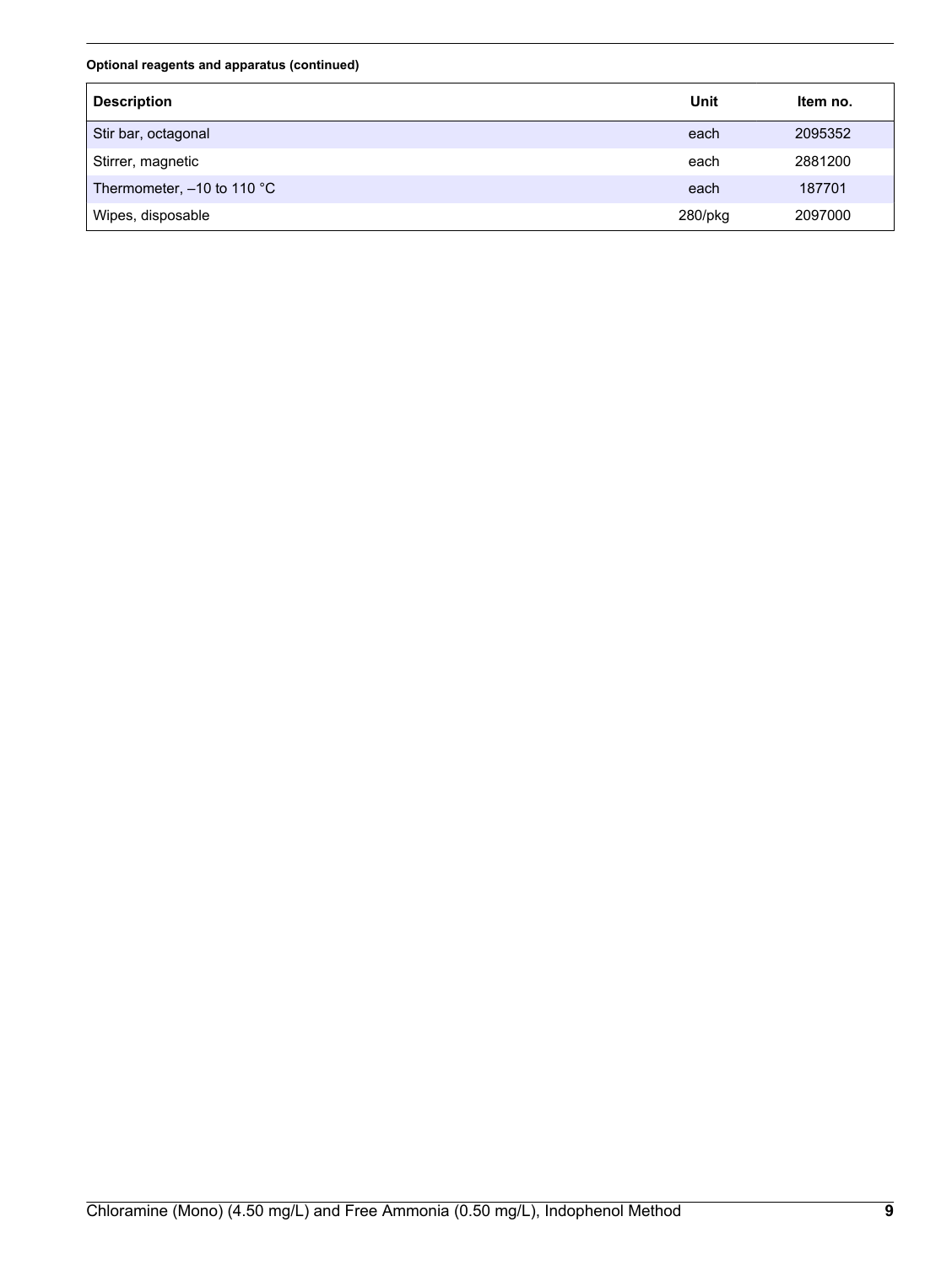**Optional reagents and apparatus (continued)**

| Description | Unit | Item no. |
| --- | --- | --- |
| Stir bar, octagonal | each | 2095352 |
| Stirrer, magnetic | each | 2881200 |
| Thermometer, –10 to 110 °C | each | 187701 |
| Wipes, disposable | 280/pkg | 2097000 |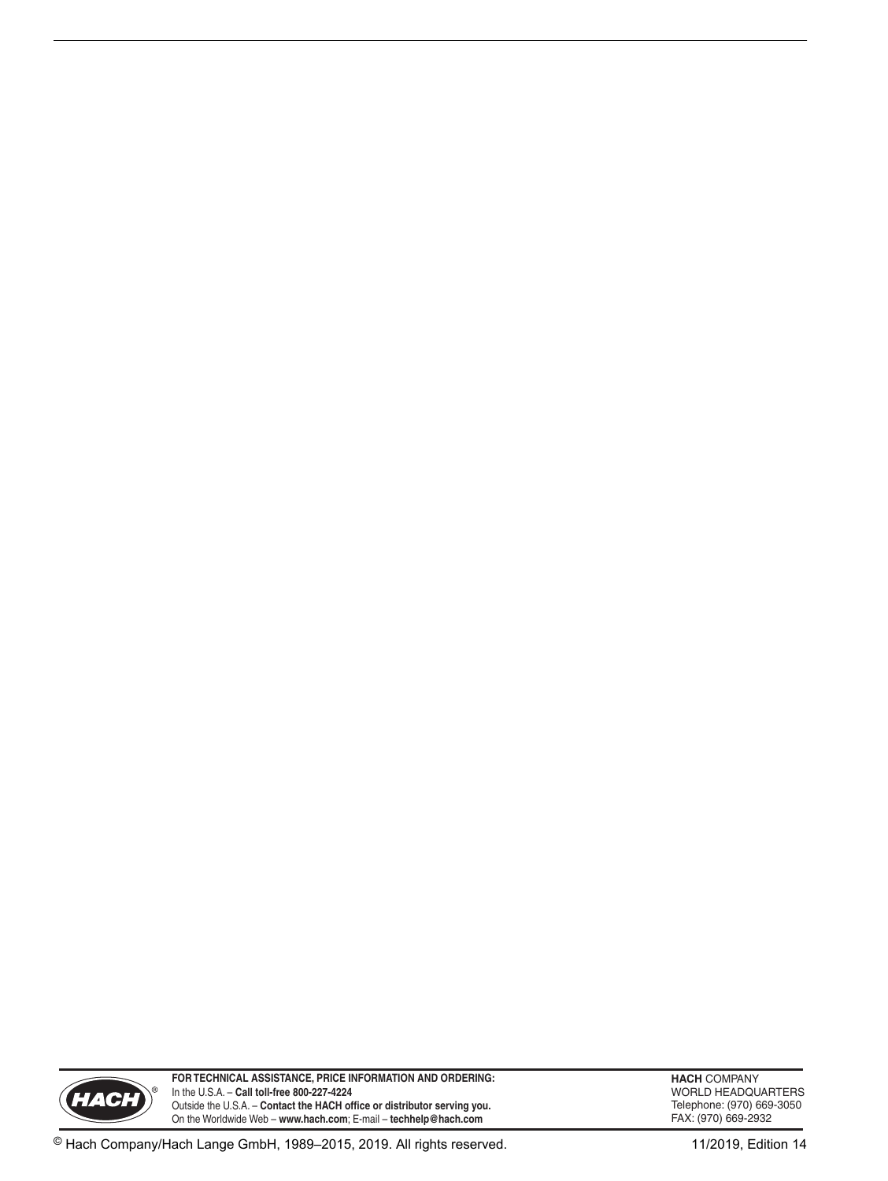**FOR TECHNICAL ASSISTANCE, PRICE INFORMATION AND ORDERING:**
In the U.S.A. – **Call toll-free 800-227-4224**
Outside the U.S.A. – **Contact the HACH office or distributor serving you.**
On the Worldwide Web – **www.hach.com**; E-mail – **techhelp@hach.com**

**HACH** COMPANY
WORLD HEADQUARTERS
Telephone: (970) 669-3050
FAX: (970) 669-2932

© Hach Company/Hach Lange GmbH, 1989–2015, 2019. All rights reserved.

11/2019, Edition 14